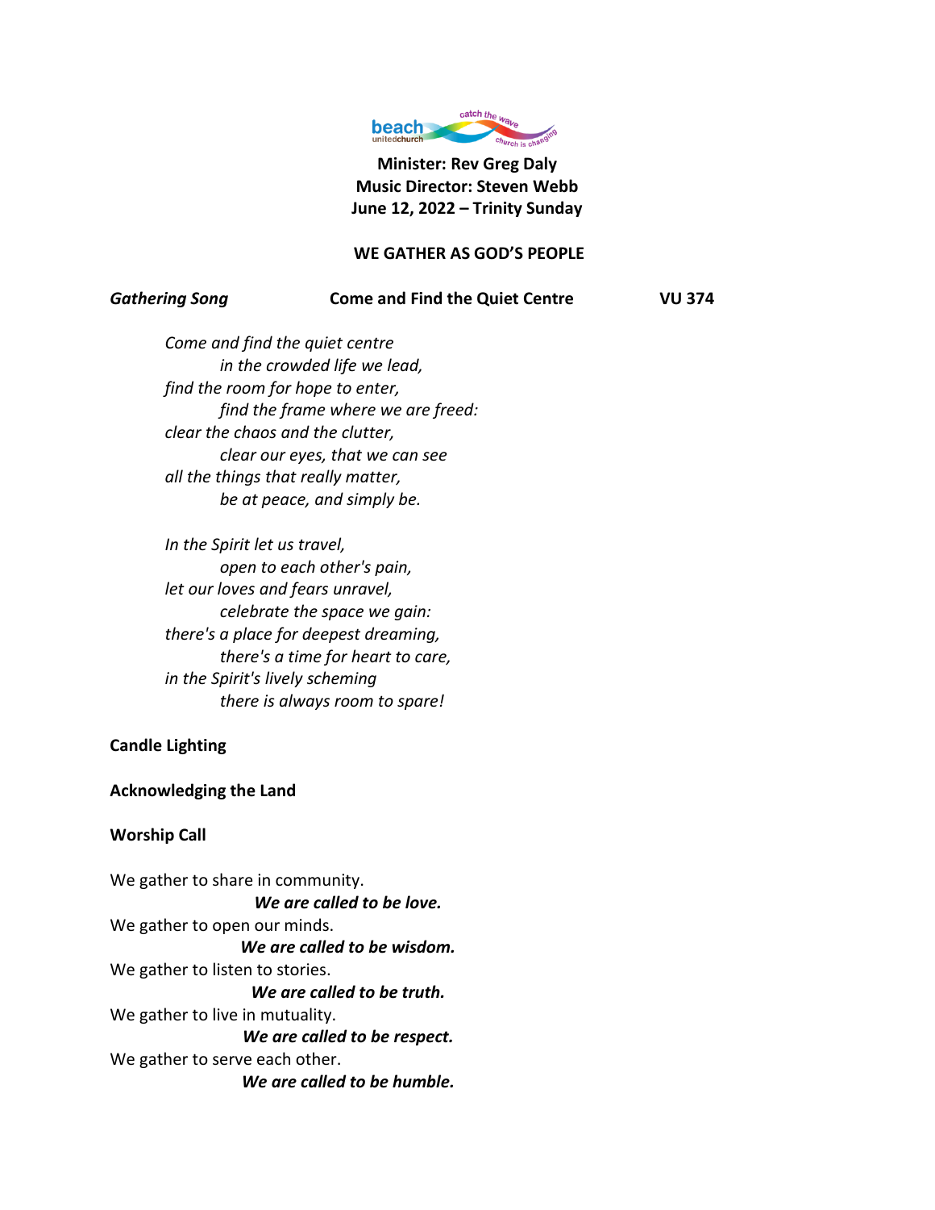**Minister: Rev Greg Daly**
**Music Director: Steven Webb**
**June 12, 2022 – Trinity Sunday**

## WE GATHER AS GOD'S PEOPLE

***Gathering Song*** **Come and Find the Quiet Centre** **VU 374**

*Come and find the quiet centre*
*in the crowded life we lead,*
*find the room for hope to enter,*
*find the frame where we are freed:*
*clear the chaos and the clutter,*
*clear our eyes, that we can see*
*all the things that really matter,*
*be at peace, and simply be.*

*In the Spirit let us travel,*
*open to each other's pain,*
*let our loves and fears unravel,*
*celebrate the space we gain:*
*there's a place for deepest dreaming,*
*there's a time for heart to care,*
*in the Spirit's lively scheming*
*there is always room to spare!*

**Candle Lighting**

**Acknowledging the Land**

**Worship Call**

We gather to share in community.
***We are called to be love.***
We gather to open our minds.
***We are called to be wisdom.***
We gather to listen to stories.
***We are called to be truth.***
We gather to live in mutuality.
***We are called to be respect.***
We gather to serve each other.
***We are called to be humble.***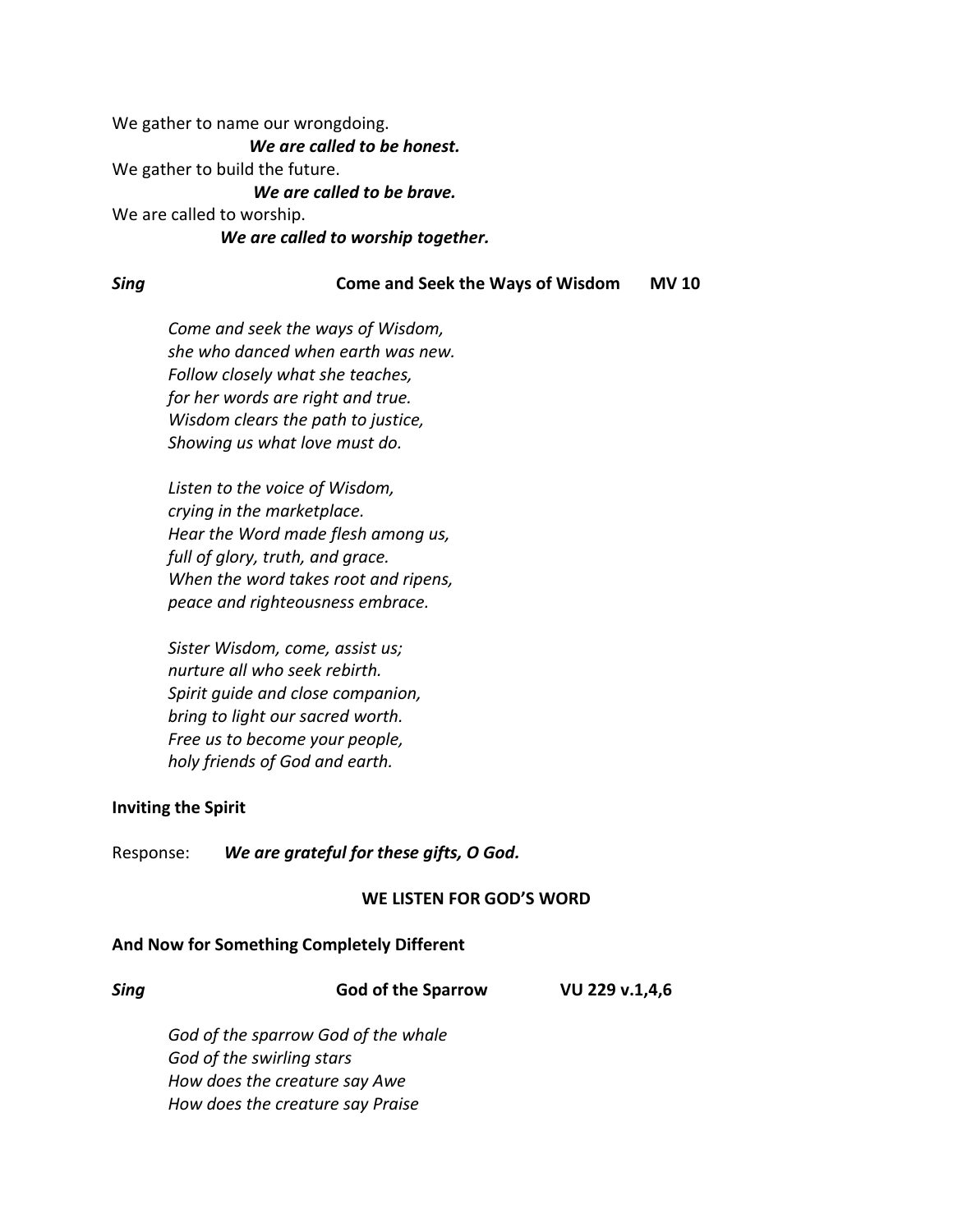We gather to name our wrongdoing.

***We are called to be honest.***

We gather to build the future.

***We are called to be brave.***

We are called to worship.

***We are called to worship together.***

***Sing*** **Come and Seek the Ways of Wisdom MV 10**

*Come and seek the ways of Wisdom,*
*she who danced when earth was new.*
*Follow closely what she teaches,*
*for her words are right and true.*
*Wisdom clears the path to justice,*
*Showing us what love must do.*

*Listen to the voice of Wisdom,*
*crying in the marketplace.*
*Hear the Word made flesh among us,*
*full of glory, truth, and grace.*
*When the word takes root and ripens,*
*peace and righteousness embrace.*

*Sister Wisdom, come, assist us;*
*nurture all who seek rebirth.*
*Spirit guide and close companion,*
*bring to light our sacred worth.*
*Free us to become your people,*
*holy friends of God and earth.*

**Inviting the Spirit**

Response: ***We are grateful for these gifts, O God.***

## WE LISTEN FOR GOD'S WORD

**And Now for Something Completely Different**

***Sing*** **God of the Sparrow VU 229 v.1,4,6**

*God of the sparrow God of the whale*
*God of the swirling stars*
*How does the creature say Awe*
*How does the creature say Praise*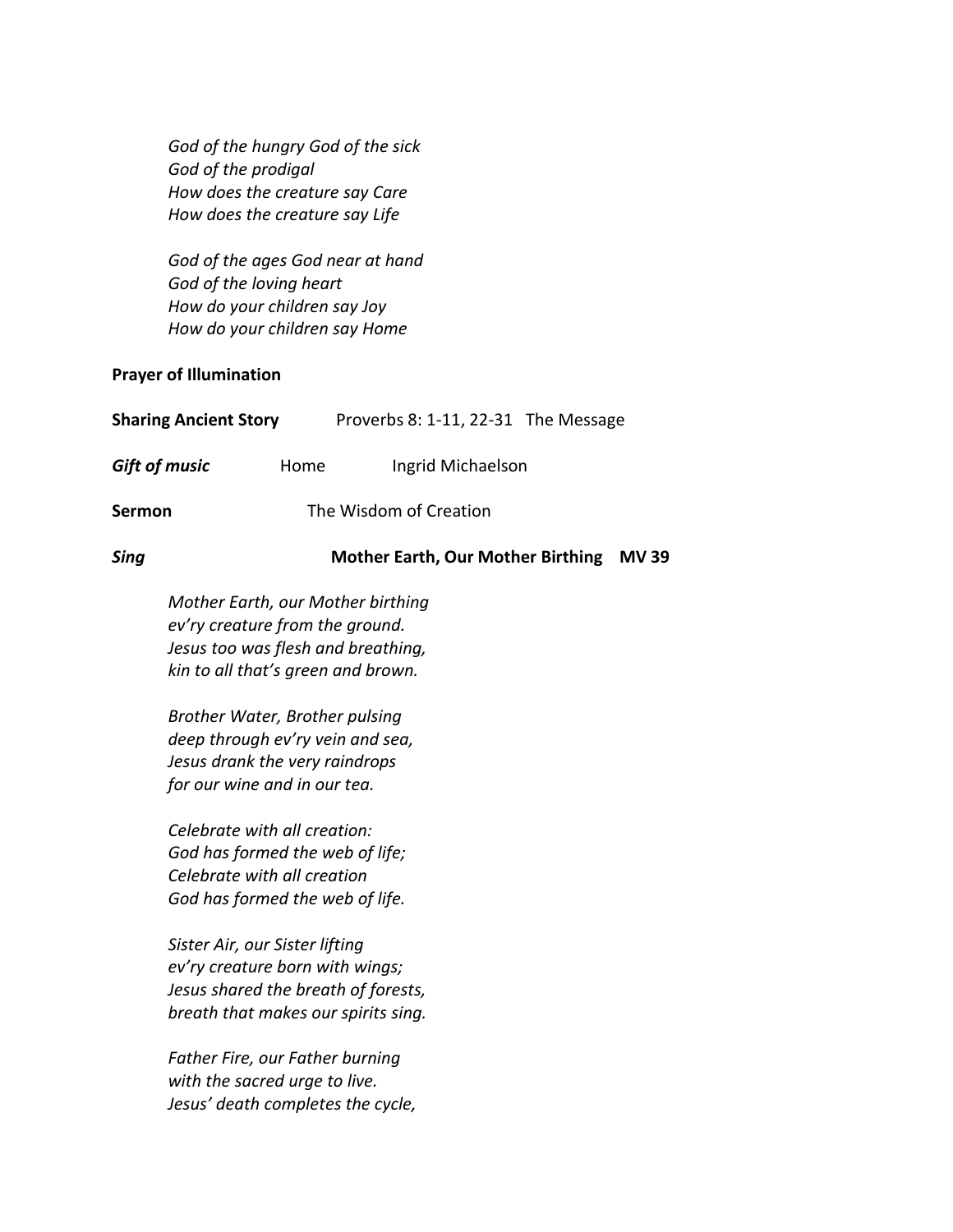*God of the hungry God of the sick*
*God of the prodigal*
*How does the creature say Care*
*How does the creature say Life*

*God of the ages God near at hand*
*God of the loving heart*
*How do your children say Joy*
*How do your children say Home*

**Prayer of Illumination**

**Sharing Ancient Story** Proverbs 8: 1-11, 22-31 The Message

***Gift of music*** Home Ingrid Michaelson

**Sermon** The Wisdom of Creation

***Sing*** **Mother Earth, Our Mother Birthing MV 39**

*Mother Earth, our Mother birthing*
*ev'ry creature from the ground.*
*Jesus too was flesh and breathing,*
*kin to all that's green and brown.*

*Brother Water, Brother pulsing*
*deep through ev'ry vein and sea,*
*Jesus drank the very raindrops*
*for our wine and in our tea.*

*Celebrate with all creation:*
*God has formed the web of life;*
*Celebrate with all creation*
*God has formed the web of life.*

*Sister Air, our Sister lifting*
*ev'ry creature born with wings;*
*Jesus shared the breath of forests,*
*breath that makes our spirits sing.*

*Father Fire, our Father burning*
*with the sacred urge to live.*
*Jesus' death completes the cycle,*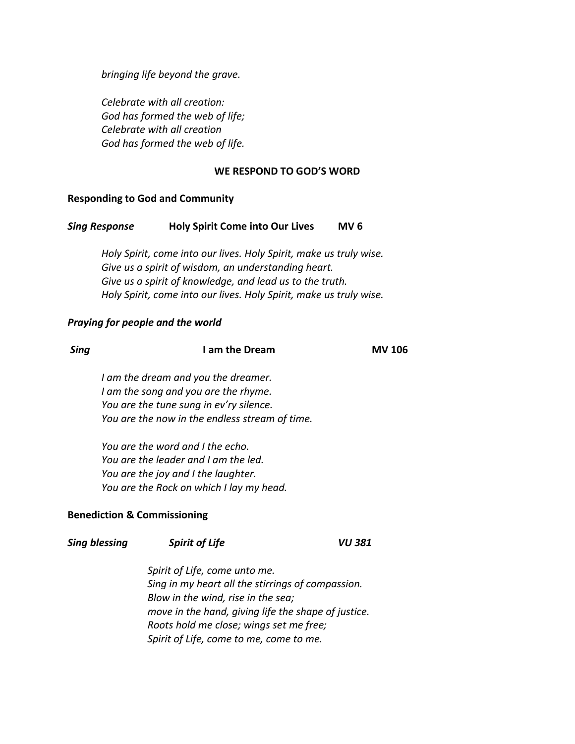*bringing life beyond the grave.*

*Celebrate with all creation:*
*God has formed the web of life;*
*Celebrate with all creation*
*God has formed the web of life.*

## WE RESPOND TO GOD'S WORD

**Responding to God and Community**

***Sing Response*** **Holy Spirit Come into Our Lives** **MV 6**

*Holy Spirit, come into our lives. Holy Spirit, make us truly wise.*
*Give us a spirit of wisdom, an understanding heart.*
*Give us a spirit of knowledge, and lead us to the truth.*
*Holy Spirit, come into our lives. Holy Spirit, make us truly wise.*

***Praying for people and the world***

***Sing*** **I am the Dream** **MV 106**

*I am the dream and you the dreamer.*
*I am the song and you are the rhyme.*
*You are the tune sung in ev'ry silence.*
*You are the now in the endless stream of time.*

*You are the word and I the echo.*
*You are the leader and I am the led.*
*You are the joy and I the laughter.*
*You are the Rock on which I lay my head.*

**Benediction & Commissioning**

***Sing blessing*** ***Spirit of Life*** ***VU 381***

*Spirit of Life, come unto me.*
*Sing in my heart all the stirrings of compassion.*
*Blow in the wind, rise in the sea;*
*move in the hand, giving life the shape of justice.*
*Roots hold me close; wings set me free;*
*Spirit of Life, come to me, come to me.*